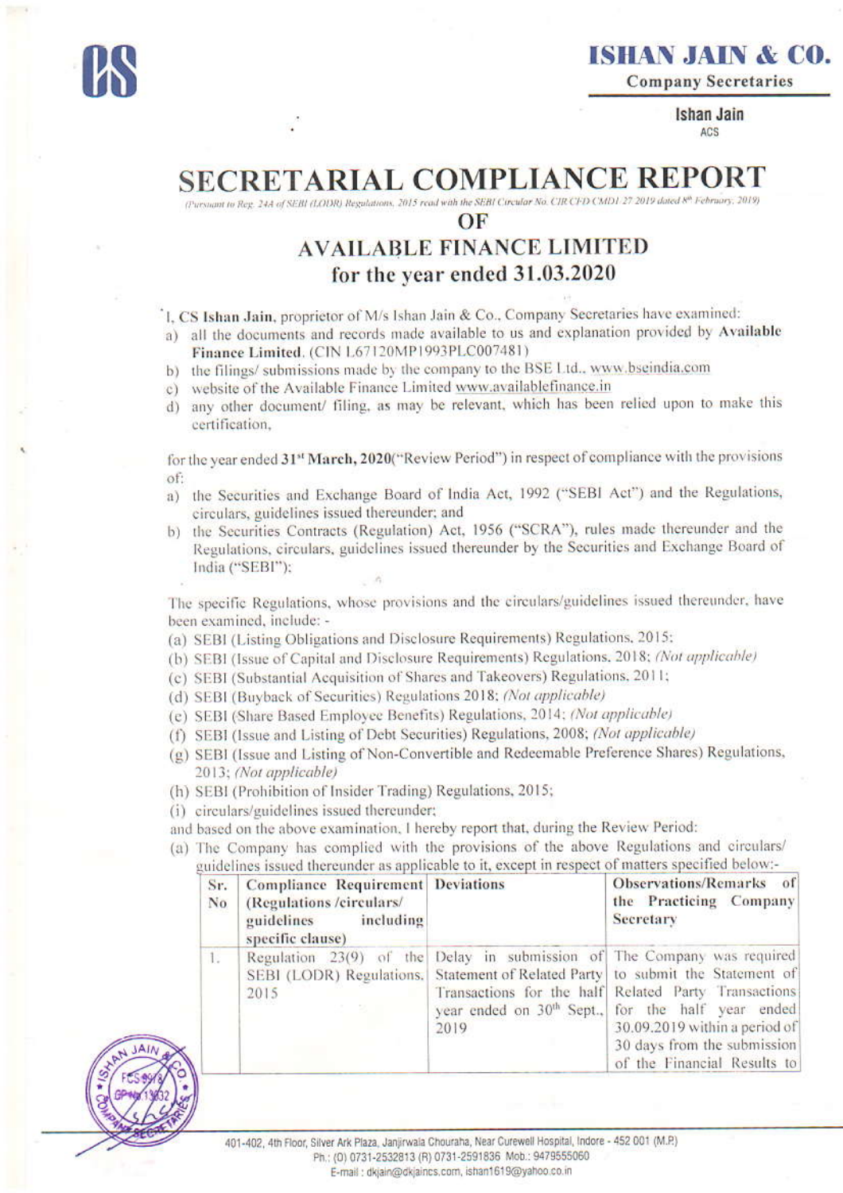**ISHAN JAIN & CO.**
Company Secretaries

**Ishan Jain**
ACS

# SECRETARIAL COMPLIANCE REPORT

(Pursuant to Reg. 24A of SEBI (LODR) Regulations, 2015 read with the SEBI Circular No. CIR/CFD/CMD1/27/2019 dated 8th February, 2019)

## OF

## AVAILABLE FINANCE LIMITED
## for the year ended 31.03.2020

I, CS **Ishan Jain**, proprietor of M/s Ishan Jain & Co., Company Secretaries have examined:

a) all the documents and records made available to us and explanation provided by **Available Finance Limited**, (CIN L67120MP1993PLC007481)

b) the filings/ submissions made by the company to the BSE Ltd., www.bseindia.com

c) website of the Available Finance Limited www.availablefinance.in

d) any other document/ filing, as may be relevant, which has been relied upon to make this certification,

for the year ended **31st March, 2020**("Review Period") in respect of compliance with the provisions of:

a) the Securities and Exchange Board of India Act, 1992 ("SEBI Act") and the Regulations, circulars, guidelines issued thereunder; and

b) the Securities Contracts (Regulation) Act, 1956 ("SCRA"), rules made thereunder and the Regulations, circulars, guidelines issued thereunder by the Securities and Exchange Board of India ("SEBI");

The specific Regulations, whose provisions and the circulars/guidelines issued thereunder, have been examined, include: -

(a) SEBI (Listing Obligations and Disclosure Requirements) Regulations, 2015;

(b) SEBI (Issue of Capital and Disclosure Requirements) Regulations, 2018; *(Not applicable)*

(c) SEBI (Substantial Acquisition of Shares and Takeovers) Regulations, 2011;

(d) SEBI (Buyback of Securities) Regulations 2018; *(Not applicable)*

(e) SEBI (Share Based Employee Benefits) Regulations, 2014; *(Not applicable)*

(f) SEBI (Issue and Listing of Debt Securities) Regulations, 2008; *(Not applicable)*

(g) SEBI (Issue and Listing of Non-Convertible and Redeemable Preference Shares) Regulations, 2013; *(Not applicable)*

(h) SEBI (Prohibition of Insider Trading) Regulations, 2015;

(i) circulars/guidelines issued thereunder;

and based on the above examination, I hereby report that, during the Review Period:

(a) The Company has complied with the provisions of the above Regulations and circulars/ guidelines issued thereunder as applicable to it, except in respect of matters specified below:-

| Sr. No | Compliance Requirement (Regulations /circulars/ guidelines including specific clause) | Deviations | Observations/Remarks of the Practicing Company Secretary |
|---|---|---|---|
| 1. | Regulation 23(9) of the SEBI (LODR) Regulations, 2015 | Delay in submission of Statement of Related Party Transactions for the half year ended on 30th Sept., 2019 | The Company was required to submit the Statement of Related Party Transactions for the half year ended 30.09.2019 within a period of 30 days from the submission of the Financial Results to |

401-402, 4th Floor, Silver Ark Plaza, Janjirwala Chouraha, Near Curewell Hospital, Indore - 452 001 (M.P.)
Ph.: (O) 0731-2532813 (R) 0731-2591836 Mob.: 9479555060
E-mail : dkjain@dkjaincs.com, ishan1619@yahoo.co.in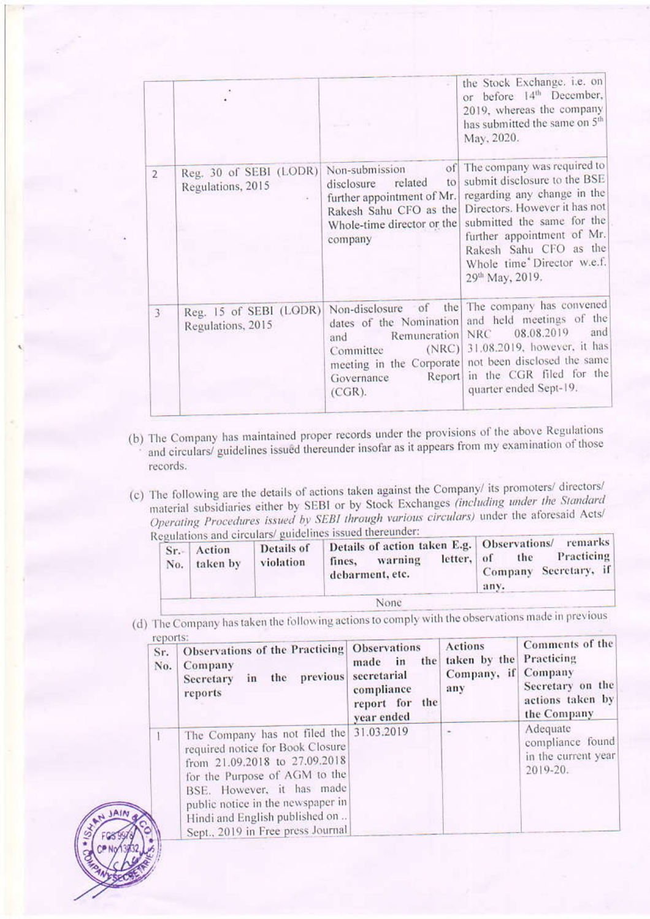| | | | |
|---|---|---|---|
| | | | the Stock Exchange. i.e. on or before 14th December, 2019, whereas the company has submitted the same on 5th May, 2020. |
| 2 | Reg. 30 of SEBI (LODR) Regulations, 2015 | Non-submission of disclosure related to further appointment of Mr. Rakesh Sahu CFO as the Whole-time director or the company | The company was required to submit disclosure to the BSE regarding any change in the Directors. However it has not submitted the same for the further appointment of Mr. Rakesh Sahu CFO as the Whole time Director w.e.f. 29th May, 2019. |
| 3 | Reg. 15 of SEBI (LODR) Regulations, 2015 | Non-disclosure of the dates of the Nomination and Remuneration Committee (NRC) meeting in the Corporate Governance Report (CGR). | The company has convened and held meetings of the NRC 08.08.2019 and 31.08.2019, however, it has not been disclosed the same in the CGR filed for the quarter ended Sept-19. |

(b) The Company has maintained proper records under the provisions of the above Regulations and circulars/ guidelines issued thereunder insofar as it appears from my examination of those records.

(c) The following are the details of actions taken against the Company/ its promoters/ directors/ material subsidiaries either by SEBI or by Stock Exchanges *(including under the Standard Operating Procedures issued by SEBI through various circulars)* under the aforesaid Acts/ Regulations and circulars/ guidelines issued thereunder:

| Sr. No. | Action taken by | Details of violation | Details of action taken E.g. fines, warning letter, debarment, etc. | Observations/ remarks of the Practicing Company Secretary, if any. |
|---|---|---|---|---|
| None | | | | |

(d) The Company has taken the following actions to comply with the observations made in previous reports:

| Sr. No. | Observations of the Practicing Company Secretary in the previous reports | Observations made in the secretarial compliance report for the year ended | Actions taken by the Company, if any | Comments of the Practicing Company Secretary on the actions taken by the Company |
|---|---|---|---|---|
| 1 | The Company has not filed the required notice for Book Closure from 21.09.2018 to 27.09.2018 for the Purpose of AGM to the BSE. However, it has made public notice in the newspaper in Hindi and English published on .. Sept., 2019 in Free press Journal | 31.03.2019 | - | Adequate compliance found in the current year 2019-20. |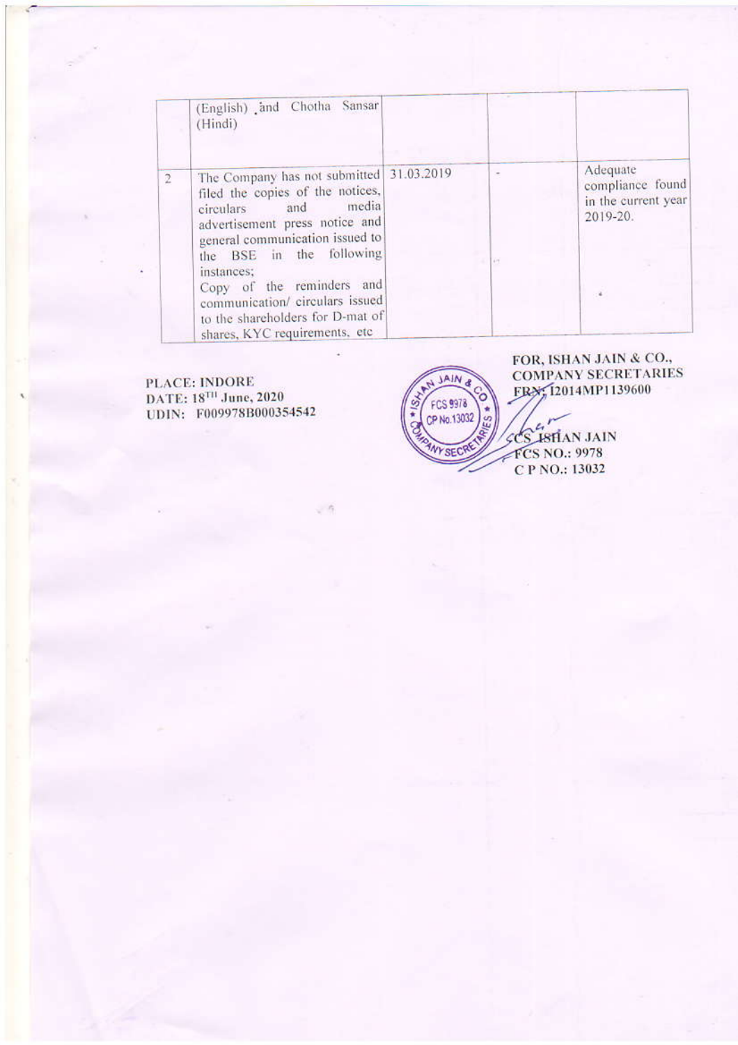| | | | | |
|---|---|---|---|---|
| | (English) and Chotha Sansar (Hindi) | | | |
| 2 | The Company has not submitted filed the copies of the notices, circulars and media advertisement press notice and general communication issued to the BSE in the following instances;<br>Copy of the reminders and communication/ circulars issued to the shareholders for D-mat of shares, KYC requirements, etc | 31.03.2019 | - | Adequate compliance found in the current year 2019-20. |

**PLACE: INDORE**
**DATE: 18TH June, 2020**
**UDIN: F009978B000354542**

**FOR, ISHAN JAIN & CO.,**
**COMPANY SECRETARIES**
**FRN: I2014MP1139600**

**CS ISHAN JAIN**
**FCS NO.: 9978**
**C P NO.: 13032**